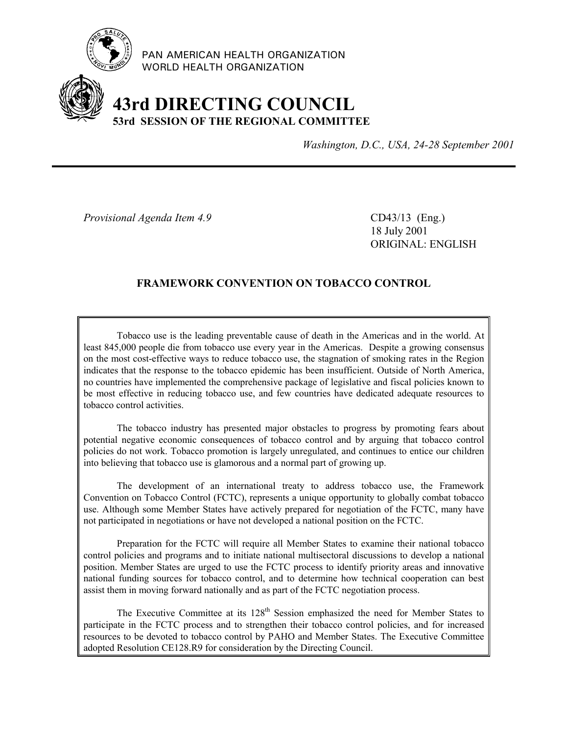PAN AMERICAN HEALTH ORGANIZATION
WORLD HEALTH ORGANIZATION

# 43rd DIRECTING COUNCIL
## 53rd SESSION OF THE REGIONAL COMMITTEE

*Washington, D.C., USA, 24-28 September 2001*

---

*Provisional Agenda Item 4.9*

CD43/13 (Eng.)
18 July 2001
ORIGINAL: ENGLISH

## FRAMEWORK CONVENTION ON TOBACCO CONTROL

Tobacco use is the leading preventable cause of death in the Americas and in the world. At least 845,000 people die from tobacco use every year in the Americas. Despite a growing consensus on the most cost-effective ways to reduce tobacco use, the stagnation of smoking rates in the Region indicates that the response to the tobacco epidemic has been insufficient. Outside of North America, no countries have implemented the comprehensive package of legislative and fiscal policies known to be most effective in reducing tobacco use, and few countries have dedicated adequate resources to tobacco control activities.

The tobacco industry has presented major obstacles to progress by promoting fears about potential negative economic consequences of tobacco control and by arguing that tobacco control policies do not work. Tobacco promotion is largely unregulated, and continues to entice our children into believing that tobacco use is glamorous and a normal part of growing up.

The development of an international treaty to address tobacco use, the Framework Convention on Tobacco Control (FCTC), represents a unique opportunity to globally combat tobacco use. Although some Member States have actively prepared for negotiation of the FCTC, many have not participated in negotiations or have not developed a national position on the FCTC.

Preparation for the FCTC will require all Member States to examine their national tobacco control policies and programs and to initiate national multisectoral discussions to develop a national position. Member States are urged to use the FCTC process to identify priority areas and innovative national funding sources for tobacco control, and to determine how technical cooperation can best assist them in moving forward nationally and as part of the FCTC negotiation process.

The Executive Committee at its 128th Session emphasized the need for Member States to participate in the FCTC process and to strengthen their tobacco control policies, and for increased resources to be devoted to tobacco control by PAHO and Member States. The Executive Committee adopted Resolution CE128.R9 for consideration by the Directing Council.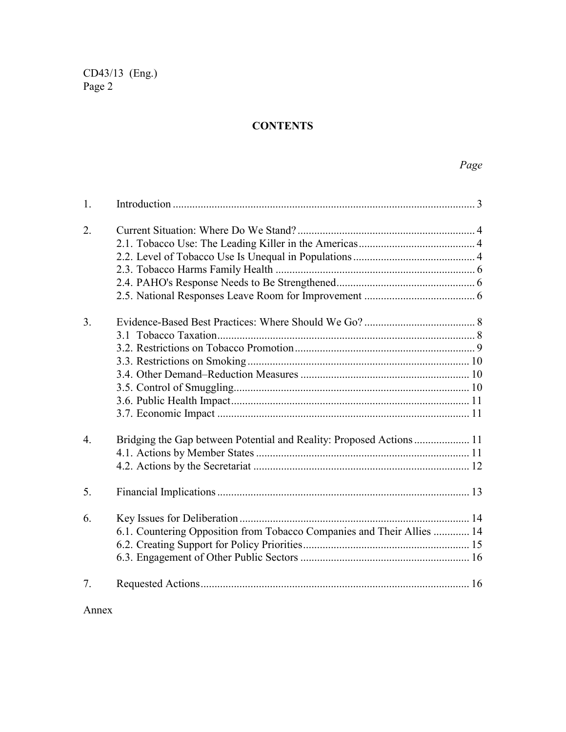# CONTENTS

| | | *Page* |
|---|---|---|
| 1. | Introduction | 3 |
| 2. | Current Situation: Where Do We Stand? | 4 |
| | 2.1. Tobacco Use: The Leading Killer in the Americas | 4 |
| | 2.2. Level of Tobacco Use Is Unequal in Populations | 4 |
| | 2.3. Tobacco Harms Family Health | 6 |
| | 2.4. PAHO's Response Needs to Be Strengthened | 6 |
| | 2.5. National Responses Leave Room for Improvement | 6 |
| 3. | Evidence-Based Best Practices: Where Should We Go? | 8 |
| | 3.1 Tobacco Taxation | 8 |
| | 3.2. Restrictions on Tobacco Promotion | 9 |
| | 3.3. Restrictions on Smoking | 10 |
| | 3.4. Other Demand–Reduction Measures | 10 |
| | 3.5. Control of Smuggling | 10 |
| | 3.6. Public Health Impact | 11 |
| | 3.7. Economic Impact | 11 |
| 4. | Bridging the Gap between Potential and Reality: Proposed Actions | 11 |
| | 4.1. Actions by Member States | 11 |
| | 4.2. Actions by the Secretariat | 12 |
| 5. | Financial Implications | 13 |
| 6. | Key Issues for Deliberation | 14 |
| | 6.1. Countering Opposition from Tobacco Companies and Their Allies | 14 |
| | 6.2. Creating Support for Policy Priorities | 15 |
| | 6.3. Engagement of Other Public Sectors | 16 |
| 7. | Requested Actions | 16 |

Annex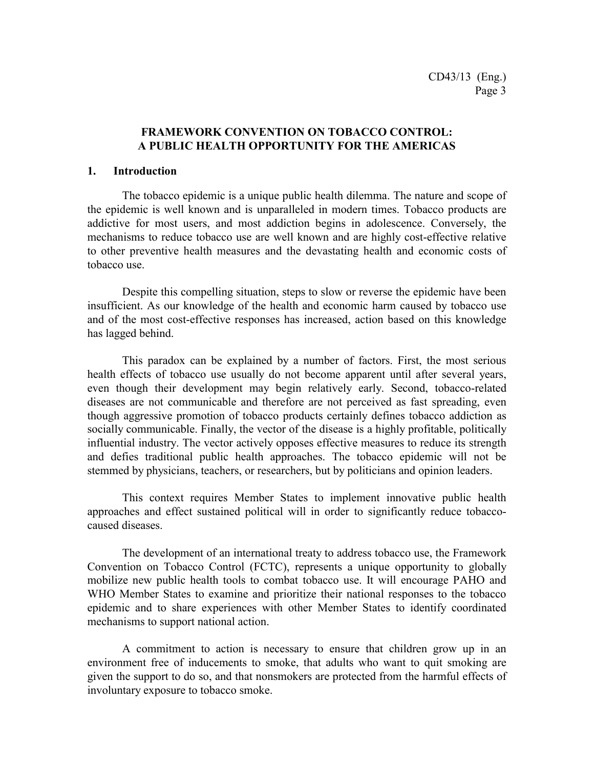# FRAMEWORK CONVENTION ON TOBACCO CONTROL: A PUBLIC HEALTH OPPORTUNITY FOR THE AMERICAS

## 1. Introduction

The tobacco epidemic is a unique public health dilemma. The nature and scope of the epidemic is well known and is unparalleled in modern times. Tobacco products are addictive for most users, and most addiction begins in adolescence. Conversely, the mechanisms to reduce tobacco use are well known and are highly cost-effective relative to other preventive health measures and the devastating health and economic costs of tobacco use.

Despite this compelling situation, steps to slow or reverse the epidemic have been insufficient. As our knowledge of the health and economic harm caused by tobacco use and of the most cost-effective responses has increased, action based on this knowledge has lagged behind.

This paradox can be explained by a number of factors. First, the most serious health effects of tobacco use usually do not become apparent until after several years, even though their development may begin relatively early. Second, tobacco-related diseases are not communicable and therefore are not perceived as fast spreading, even though aggressive promotion of tobacco products certainly defines tobacco addiction as socially communicable. Finally, the vector of the disease is a highly profitable, politically influential industry. The vector actively opposes effective measures to reduce its strength and defies traditional public health approaches. The tobacco epidemic will not be stemmed by physicians, teachers, or researchers, but by politicians and opinion leaders.

This context requires Member States to implement innovative public health approaches and effect sustained political will in order to significantly reduce tobacco-caused diseases.

The development of an international treaty to address tobacco use, the Framework Convention on Tobacco Control (FCTC), represents a unique opportunity to globally mobilize new public health tools to combat tobacco use. It will encourage PAHO and WHO Member States to examine and prioritize their national responses to the tobacco epidemic and to share experiences with other Member States to identify coordinated mechanisms to support national action.

A commitment to action is necessary to ensure that children grow up in an environment free of inducements to smoke, that adults who want to quit smoking are given the support to do so, and that nonsmokers are protected from the harmful effects of involuntary exposure to tobacco smoke.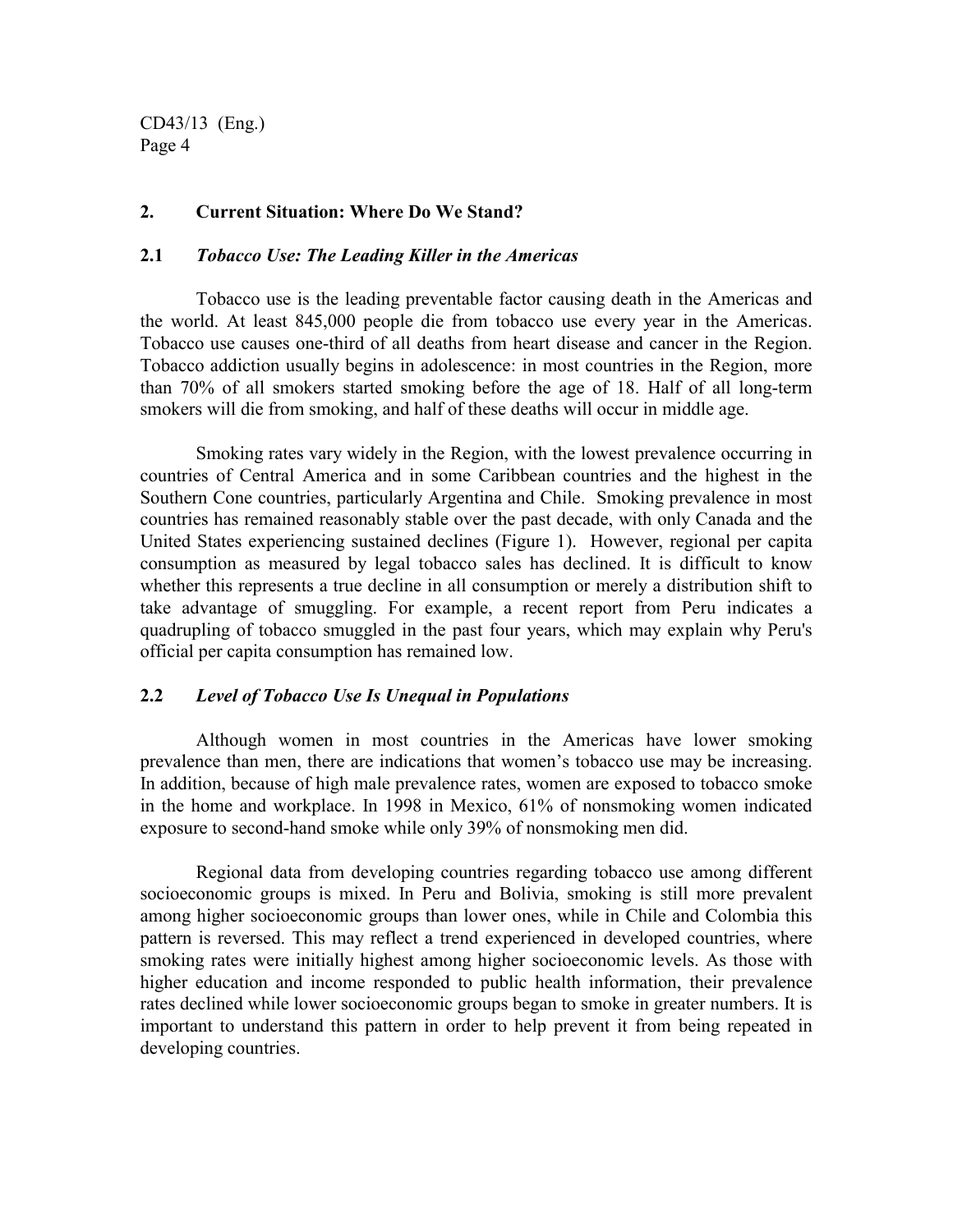## 2. Current Situation: Where Do We Stand?

### 2.1 *Tobacco Use: The Leading Killer in the Americas*

Tobacco use is the leading preventable factor causing death in the Americas and the world. At least 845,000 people die from tobacco use every year in the Americas. Tobacco use causes one-third of all deaths from heart disease and cancer in the Region. Tobacco addiction usually begins in adolescence: in most countries in the Region, more than 70% of all smokers started smoking before the age of 18. Half of all long-term smokers will die from smoking, and half of these deaths will occur in middle age.

Smoking rates vary widely in the Region, with the lowest prevalence occurring in countries of Central America and in some Caribbean countries and the highest in the Southern Cone countries, particularly Argentina and Chile. Smoking prevalence in most countries has remained reasonably stable over the past decade, with only Canada and the United States experiencing sustained declines (Figure 1). However, regional per capita consumption as measured by legal tobacco sales has declined. It is difficult to know whether this represents a true decline in all consumption or merely a distribution shift to take advantage of smuggling. For example, a recent report from Peru indicates a quadrupling of tobacco smuggled in the past four years, which may explain why Peru's official per capita consumption has remained low.

### 2.2 *Level of Tobacco Use Is Unequal in Populations*

Although women in most countries in the Americas have lower smoking prevalence than men, there are indications that women's tobacco use may be increasing. In addition, because of high male prevalence rates, women are exposed to tobacco smoke in the home and workplace. In 1998 in Mexico, 61% of nonsmoking women indicated exposure to second-hand smoke while only 39% of nonsmoking men did.

Regional data from developing countries regarding tobacco use among different socioeconomic groups is mixed. In Peru and Bolivia, smoking is still more prevalent among higher socioeconomic groups than lower ones, while in Chile and Colombia this pattern is reversed. This may reflect a trend experienced in developed countries, where smoking rates were initially highest among higher socioeconomic levels. As those with higher education and income responded to public health information, their prevalence rates declined while lower socioeconomic groups began to smoke in greater numbers. It is important to understand this pattern in order to help prevent it from being repeated in developing countries.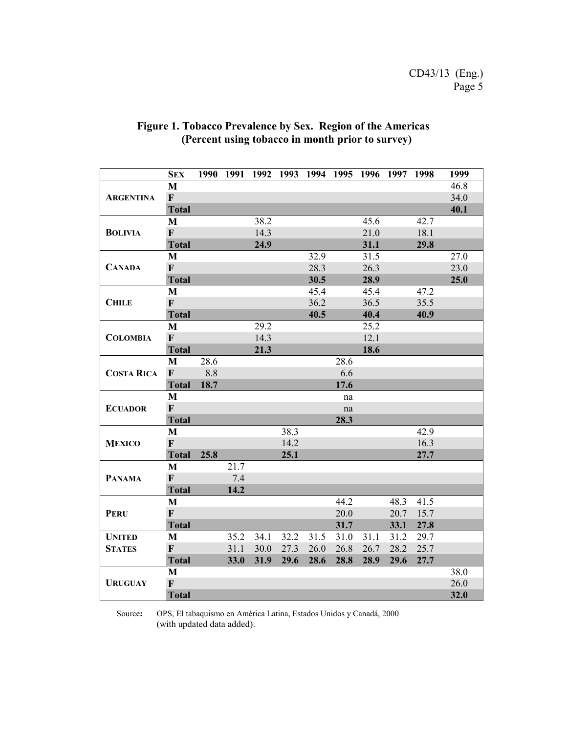## Figure 1. Tobacco Prevalence by Sex. Region of the Americas (Percent using tobacco in month prior to survey)

| | Sex | 1990 | 1991 | 1992 | 1993 | 1994 | 1995 | 1996 | 1997 | 1998 | 1999 |
|---|---|---|---|---|---|---|---|---|---|---|---|
| **Argentina** | M | | | | | | | | | | 46.8 |
| | F | | | | | | | | | | 34.0 |
| | **Total** | | | | | | | | | | **40.1** |
| **Bolivia** | M | | | 38.2 | | | | 45.6 | | 42.7 | |
| | F | | | 14.3 | | | | 21.0 | | 18.1 | |
| | **Total** | | | **24.9** | | | | **31.1** | | **29.8** | |
| **Canada** | M | | | | | 32.9 | | 31.5 | | | 27.0 |
| | F | | | | | 28.3 | | 26.3 | | | 23.0 |
| | **Total** | | | | | **30.5** | | **28.9** | | | **25.0** |
| **Chile** | M | | | | | 45.4 | | 45.4 | | 47.2 | |
| | F | | | | | 36.2 | | 36.5 | | 35.5 | |
| | **Total** | | | | | **40.5** | | **40.4** | | **40.9** | |
| **Colombia** | M | | | 29.2 | | | | 25.2 | | | |
| | F | | | 14.3 | | | | 12.1 | | | |
| | **Total** | | | **21.3** | | | | **18.6** | | | |
| **Costa Rica** | M | 28.6 | | | | | 28.6 | | | | |
| | F | 8.8 | | | | | 6.6 | | | | |
| | **Total** | **18.7** | | | | | **17.6** | | | | |
| **Ecuador** | M | | | | | | na | | | | |
| | F | | | | | | na | | | | |
| | **Total** | | | | | | **28.3** | | | | |
| **Mexico** | M | | | | 38.3 | | | | | 42.9 | |
| | F | | | | 14.2 | | | | | 16.3 | |
| | **Total** | **25.8** | | | **25.1** | | | | | **27.7** | |
| **Panama** | M | | 21.7 | | | | | | | | |
| | F | | 7.4 | | | | | | | | |
| | **Total** | | **14.2** | | | | | | | | |
| **Peru** | M | | | | | | 44.2 | | 48.3 | 41.5 | |
| | F | | | | | | 20.0 | | 20.7 | 15.7 | |
| | **Total** | | | | | | **31.7** | | **33.1** | **27.8** | |
| **United States** | M | | 35.2 | 34.1 | 32.2 | 31.5 | 31.0 | 31.1 | 31.2 | 29.7 | |
| | F | | 31.1 | 30.0 | 27.3 | 26.0 | 26.8 | 26.7 | 28.2 | 25.7 | |
| | **Total** | | **33.0** | **31.9** | **29.6** | **28.6** | **28.8** | **28.9** | **29.6** | **27.7** | |
| **Uruguay** | M | | | | | | | | | | 38.0 |
| | F | | | | | | | | | | 26.0 |
| | **Total** | | | | | | | | | | **32.0** |

Source: OPS, El tabaquismo en América Latina, Estados Unidos y Canadá, 2000 (with updated data added).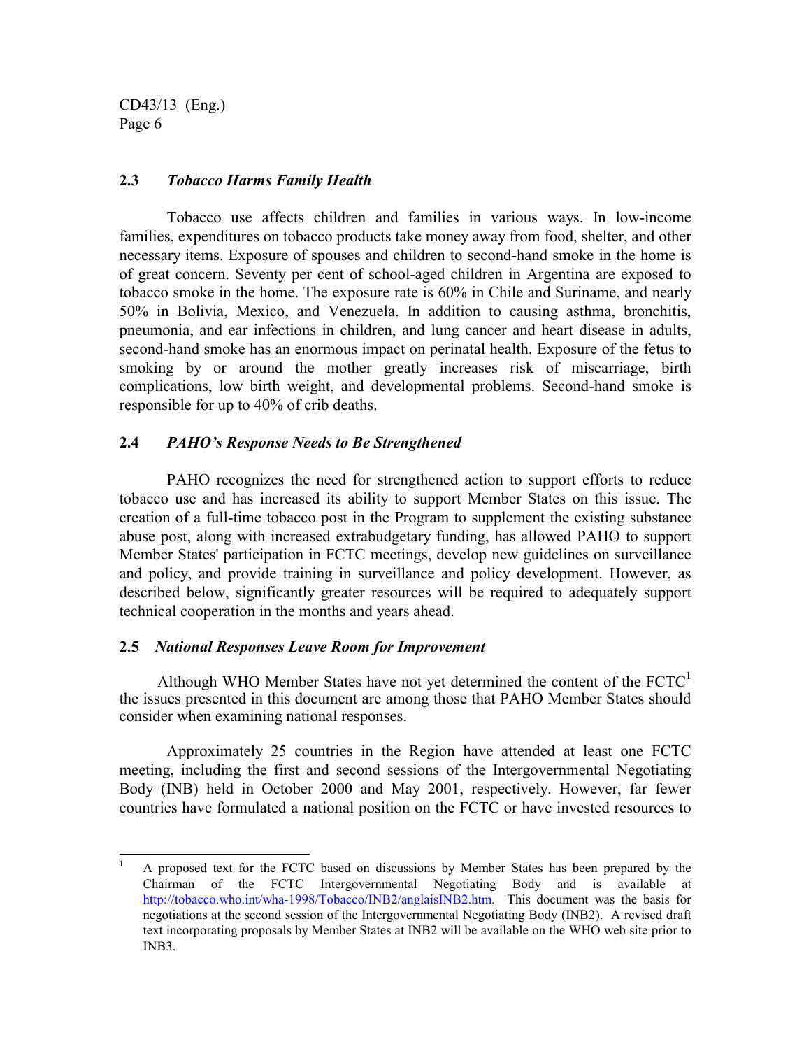### 2.3 *Tobacco Harms Family Health*

Tobacco use affects children and families in various ways. In low-income families, expenditures on tobacco products take money away from food, shelter, and other necessary items. Exposure of spouses and children to second-hand smoke in the home is of great concern. Seventy per cent of school-aged children in Argentina are exposed to tobacco smoke in the home. The exposure rate is 60% in Chile and Suriname, and nearly 50% in Bolivia, Mexico, and Venezuela. In addition to causing asthma, bronchitis, pneumonia, and ear infections in children, and lung cancer and heart disease in adults, second-hand smoke has an enormous impact on perinatal health. Exposure of the fetus to smoking by or around the mother greatly increases risk of miscarriage, birth complications, low birth weight, and developmental problems. Second-hand smoke is responsible for up to 40% of crib deaths.

### 2.4 *PAHO's Response Needs to Be Strengthened*

PAHO recognizes the need for strengthened action to support efforts to reduce tobacco use and has increased its ability to support Member States on this issue. The creation of a full-time tobacco post in the Program to supplement the existing substance abuse post, along with increased extrabudgetary funding, has allowed PAHO to support Member States' participation in FCTC meetings, develop new guidelines on surveillance and policy, and provide training in surveillance and policy development. However, as described below, significantly greater resources will be required to adequately support technical cooperation in the months and years ahead.

### 2.5 *National Responses Leave Room for Improvement*

Although WHO Member States have not yet determined the content of the FCTC[1] the issues presented in this document are among those that PAHO Member States should consider when examining national responses.

Approximately 25 countries in the Region have attended at least one FCTC meeting, including the first and second sessions of the Intergovernmental Negotiating Body (INB) held in October 2000 and May 2001, respectively. However, far fewer countries have formulated a national position on the FCTC or have invested resources to

---

[1] A proposed text for the FCTC based on discussions by Member States has been prepared by the Chairman of the FCTC Intergovernmental Negotiating Body and is available at http://tobacco.who.int/wha-1998/Tobacco/INB2/anglaisINB2.htm. This document was the basis for negotiations at the second session of the Intergovernmental Negotiating Body (INB2). A revised draft text incorporating proposals by Member States at INB2 will be available on the WHO web site prior to INB3.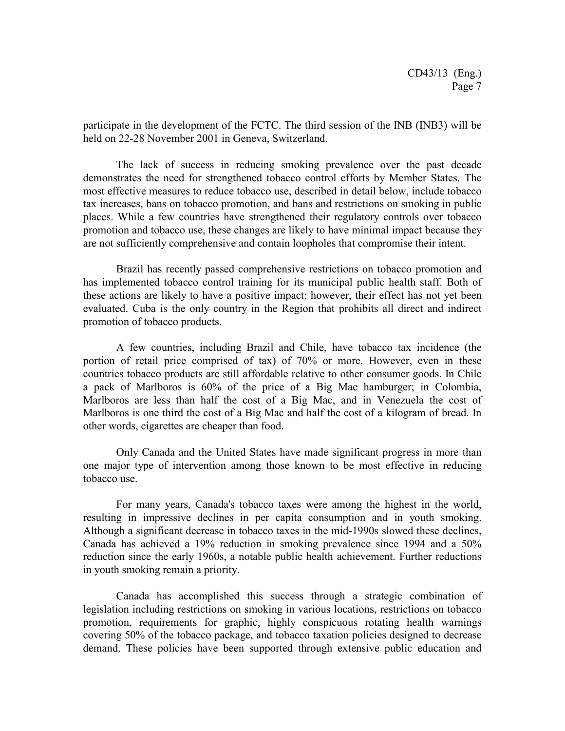participate in the development of the FCTC. The third session of the INB (INB3) will be held on 22-28 November 2001 in Geneva, Switzerland.

The lack of success in reducing smoking prevalence over the past decade demonstrates the need for strengthened tobacco control efforts by Member States. The most effective measures to reduce tobacco use, described in detail below, include tobacco tax increases, bans on tobacco promotion, and bans and restrictions on smoking in public places. While a few countries have strengthened their regulatory controls over tobacco promotion and tobacco use, these changes are likely to have minimal impact because they are not sufficiently comprehensive and contain loopholes that compromise their intent.

Brazil has recently passed comprehensive restrictions on tobacco promotion and has implemented tobacco control training for its municipal public health staff. Both of these actions are likely to have a positive impact; however, their effect has not yet been evaluated. Cuba is the only country in the Region that prohibits all direct and indirect promotion of tobacco products.

A few countries, including Brazil and Chile, have tobacco tax incidence (the portion of retail price comprised of tax) of 70% or more. However, even in these countries tobacco products are still affordable relative to other consumer goods. In Chile a pack of Marlboros is 60% of the price of a Big Mac hamburger; in Colombia, Marlboros are less than half the cost of a Big Mac, and in Venezuela the cost of Marlboros is one third the cost of a Big Mac and half the cost of a kilogram of bread. In other words, cigarettes are cheaper than food.

Only Canada and the United States have made significant progress in more than one major type of intervention among those known to be most effective in reducing tobacco use.

For many years, Canada's tobacco taxes were among the highest in the world, resulting in impressive declines in per capita consumption and in youth smoking. Although a significant decrease in tobacco taxes in the mid-1990s slowed these declines, Canada has achieved a 19% reduction in smoking prevalence since 1994 and a 50% reduction since the early 1960s, a notable public health achievement. Further reductions in youth smoking remain a priority.

Canada has accomplished this success through a strategic combination of legislation including restrictions on smoking in various locations, restrictions on tobacco promotion, requirements for graphic, highly conspicuous rotating health warnings covering 50% of the tobacco package, and tobacco taxation policies designed to decrease demand. These policies have been supported through extensive public education and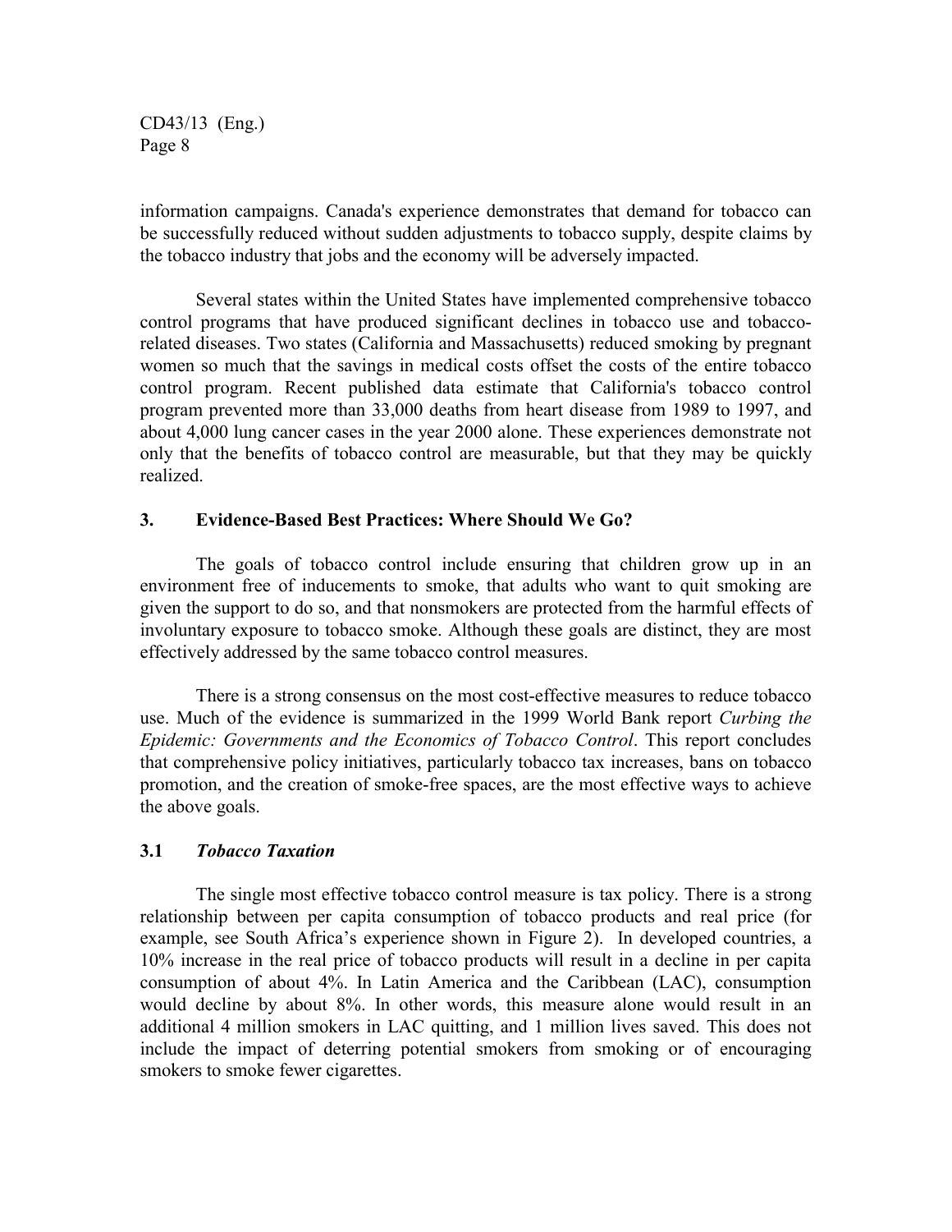information campaigns. Canada's experience demonstrates that demand for tobacco can be successfully reduced without sudden adjustments to tobacco supply, despite claims by the tobacco industry that jobs and the economy will be adversely impacted.

Several states within the United States have implemented comprehensive tobacco control programs that have produced significant declines in tobacco use and tobacco-related diseases. Two states (California and Massachusetts) reduced smoking by pregnant women so much that the savings in medical costs offset the costs of the entire tobacco control program. Recent published data estimate that California's tobacco control program prevented more than 33,000 deaths from heart disease from 1989 to 1997, and about 4,000 lung cancer cases in the year 2000 alone. These experiences demonstrate not only that the benefits of tobacco control are measurable, but that they may be quickly realized.

## 3. Evidence-Based Best Practices: Where Should We Go?

The goals of tobacco control include ensuring that children grow up in an environment free of inducements to smoke, that adults who want to quit smoking are given the support to do so, and that nonsmokers are protected from the harmful effects of involuntary exposure to tobacco smoke. Although these goals are distinct, they are most effectively addressed by the same tobacco control measures.

There is a strong consensus on the most cost-effective measures to reduce tobacco use. Much of the evidence is summarized in the 1999 World Bank report *Curbing the Epidemic: Governments and the Economics of Tobacco Control*. This report concludes that comprehensive policy initiatives, particularly tobacco tax increases, bans on tobacco promotion, and the creation of smoke-free spaces, are the most effective ways to achieve the above goals.

### 3.1 *Tobacco Taxation*

The single most effective tobacco control measure is tax policy. There is a strong relationship between per capita consumption of tobacco products and real price (for example, see South Africa's experience shown in Figure 2). In developed countries, a 10% increase in the real price of tobacco products will result in a decline in per capita consumption of about 4%. In Latin America and the Caribbean (LAC), consumption would decline by about 8%. In other words, this measure alone would result in an additional 4 million smokers in LAC quitting, and 1 million lives saved. This does not include the impact of deterring potential smokers from smoking or of encouraging smokers to smoke fewer cigarettes.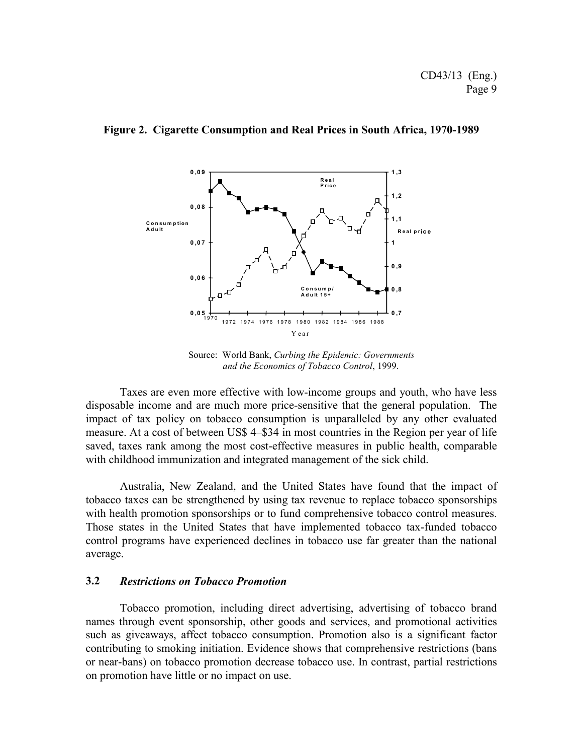**Figure 2. Cigarette Consumption and Real Prices in South Africa, 1970-1989**

Source: World Bank, *Curbing the Epidemic: Governments and the Economics of Tobacco Control*, 1999.

Taxes are even more effective with low-income groups and youth, who have less disposable income and are much more price-sensitive that the general population. The impact of tax policy on tobacco consumption is unparalleled by any other evaluated measure. At a cost of between US$ 4–$34 in most countries in the Region per year of life saved, taxes rank among the most cost-effective measures in public health, comparable with childhood immunization and integrated management of the sick child.

Australia, New Zealand, and the United States have found that the impact of tobacco taxes can be strengthened by using tax revenue to replace tobacco sponsorships with health promotion sponsorships or to fund comprehensive tobacco control measures. Those states in the United States that have implemented tobacco tax-funded tobacco control programs have experienced declines in tobacco use far greater than the national average.

### 3.2 *Restrictions on Tobacco Promotion*

Tobacco promotion, including direct advertising, advertising of tobacco brand names through event sponsorship, other goods and services, and promotional activities such as giveaways, affect tobacco consumption. Promotion also is a significant factor contributing to smoking initiation. Evidence shows that comprehensive restrictions (bans or near-bans) on tobacco promotion decrease tobacco use. In contrast, partial restrictions on promotion have little or no impact on use.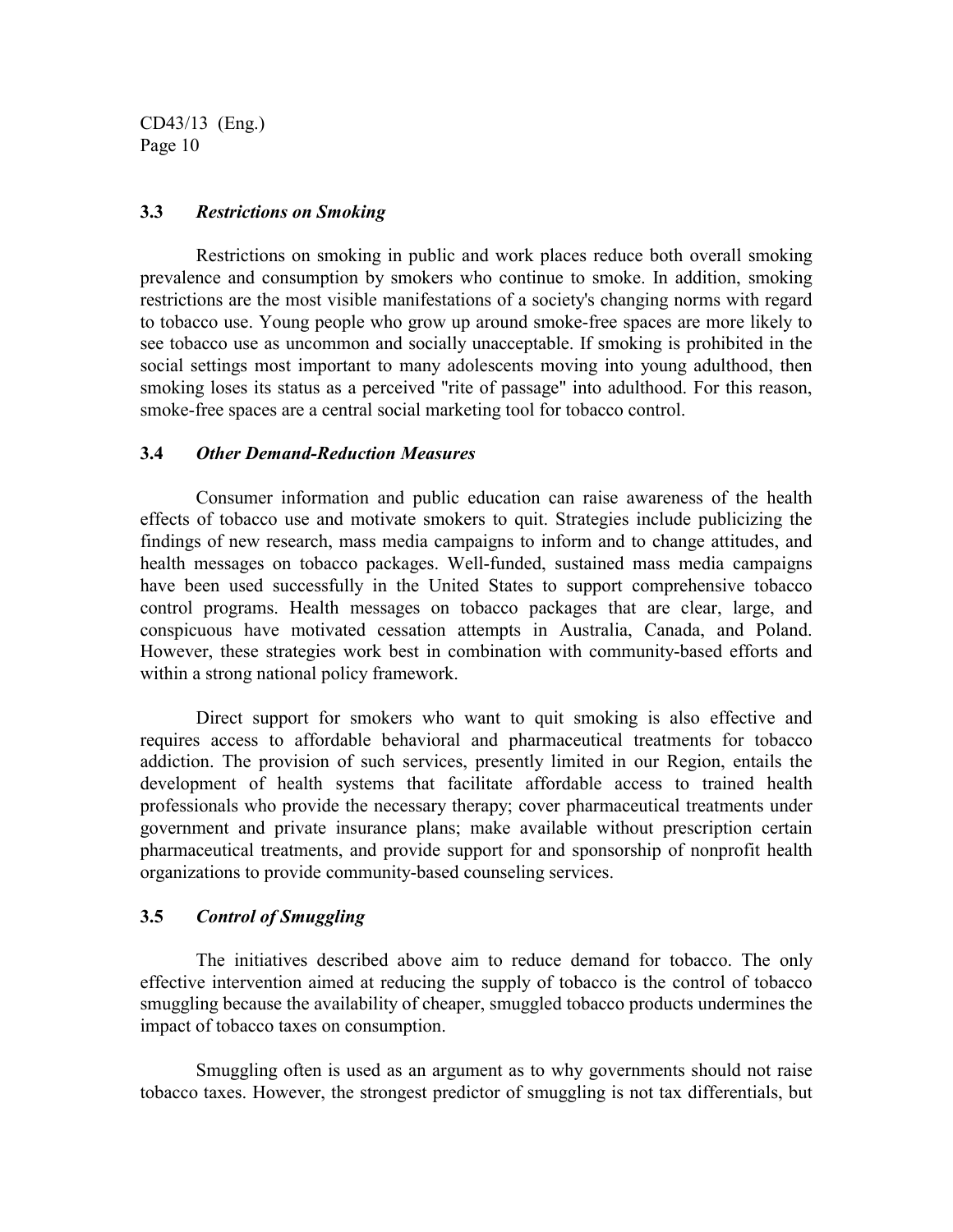### 3.3 *Restrictions on Smoking*

Restrictions on smoking in public and work places reduce both overall smoking prevalence and consumption by smokers who continue to smoke. In addition, smoking restrictions are the most visible manifestations of a society's changing norms with regard to tobacco use. Young people who grow up around smoke-free spaces are more likely to see tobacco use as uncommon and socially unacceptable. If smoking is prohibited in the social settings most important to many adolescents moving into young adulthood, then smoking loses its status as a perceived "rite of passage" into adulthood. For this reason, smoke-free spaces are a central social marketing tool for tobacco control.

### 3.4 *Other Demand-Reduction Measures*

Consumer information and public education can raise awareness of the health effects of tobacco use and motivate smokers to quit. Strategies include publicizing the findings of new research, mass media campaigns to inform and to change attitudes, and health messages on tobacco packages. Well-funded, sustained mass media campaigns have been used successfully in the United States to support comprehensive tobacco control programs. Health messages on tobacco packages that are clear, large, and conspicuous have motivated cessation attempts in Australia, Canada, and Poland. However, these strategies work best in combination with community-based efforts and within a strong national policy framework.

Direct support for smokers who want to quit smoking is also effective and requires access to affordable behavioral and pharmaceutical treatments for tobacco addiction. The provision of such services, presently limited in our Region, entails the development of health systems that facilitate affordable access to trained health professionals who provide the necessary therapy; cover pharmaceutical treatments under government and private insurance plans; make available without prescription certain pharmaceutical treatments, and provide support for and sponsorship of nonprofit health organizations to provide community-based counseling services.

### 3.5 *Control of Smuggling*

The initiatives described above aim to reduce demand for tobacco. The only effective intervention aimed at reducing the supply of tobacco is the control of tobacco smuggling because the availability of cheaper, smuggled tobacco products undermines the impact of tobacco taxes on consumption.

Smuggling often is used as an argument as to why governments should not raise tobacco taxes. However, the strongest predictor of smuggling is not tax differentials, but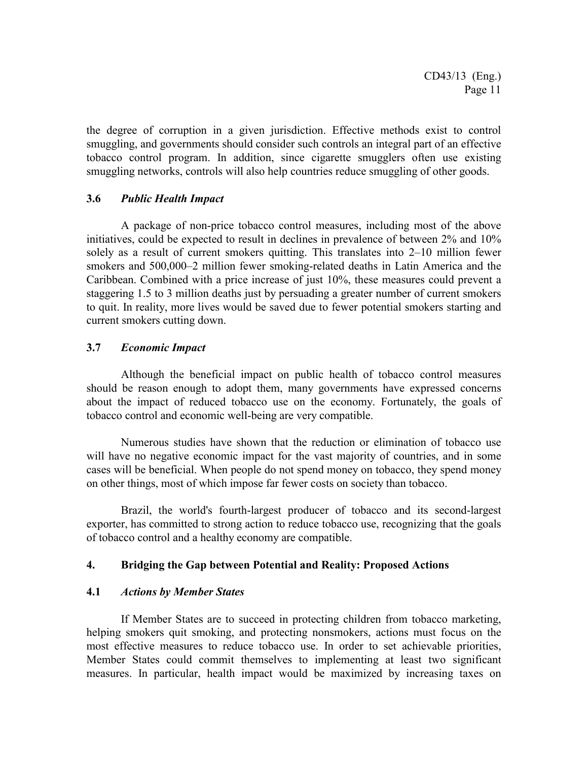the degree of corruption in a given jurisdiction. Effective methods exist to control smuggling, and governments should consider such controls an integral part of an effective tobacco control program. In addition, since cigarette smugglers often use existing smuggling networks, controls will also help countries reduce smuggling of other goods.

### 3.6 *Public Health Impact*

A package of non-price tobacco control measures, including most of the above initiatives, could be expected to result in declines in prevalence of between 2% and 10% solely as a result of current smokers quitting. This translates into 2–10 million fewer smokers and 500,000–2 million fewer smoking-related deaths in Latin America and the Caribbean. Combined with a price increase of just 10%, these measures could prevent a staggering 1.5 to 3 million deaths just by persuading a greater number of current smokers to quit. In reality, more lives would be saved due to fewer potential smokers starting and current smokers cutting down.

### 3.7 *Economic Impact*

Although the beneficial impact on public health of tobacco control measures should be reason enough to adopt them, many governments have expressed concerns about the impact of reduced tobacco use on the economy. Fortunately, the goals of tobacco control and economic well-being are very compatible.

Numerous studies have shown that the reduction or elimination of tobacco use will have no negative economic impact for the vast majority of countries, and in some cases will be beneficial. When people do not spend money on tobacco, they spend money on other things, most of which impose far fewer costs on society than tobacco.

Brazil, the world's fourth-largest producer of tobacco and its second-largest exporter, has committed to strong action to reduce tobacco use, recognizing that the goals of tobacco control and a healthy economy are compatible.

## 4. Bridging the Gap between Potential and Reality: Proposed Actions

### 4.1 *Actions by Member States*

If Member States are to succeed in protecting children from tobacco marketing, helping smokers quit smoking, and protecting nonsmokers, actions must focus on the most effective measures to reduce tobacco use. In order to set achievable priorities, Member States could commit themselves to implementing at least two significant measures. In particular, health impact would be maximized by increasing taxes on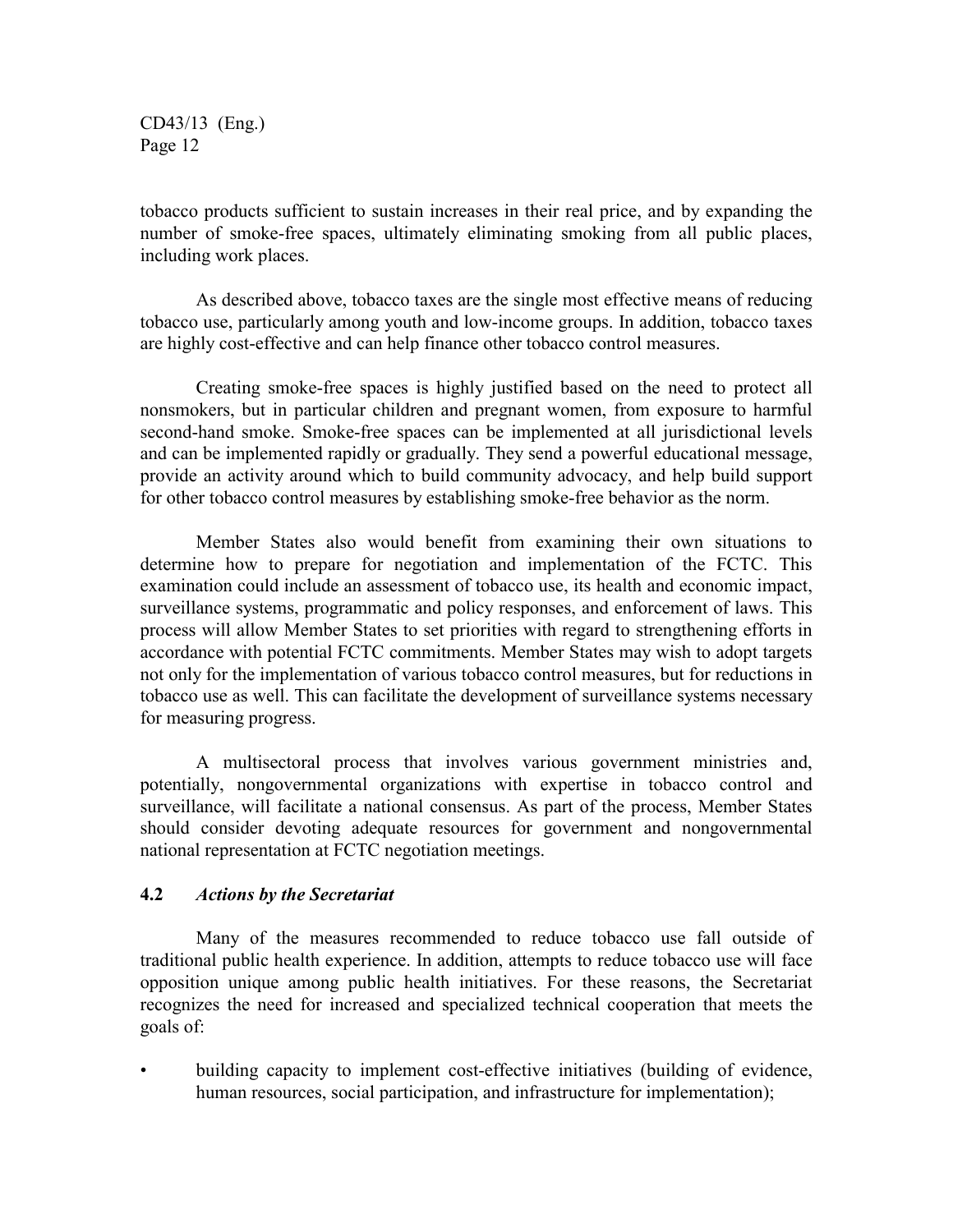tobacco products sufficient to sustain increases in their real price, and by expanding the number of smoke-free spaces, ultimately eliminating smoking from all public places, including work places.

As described above, tobacco taxes are the single most effective means of reducing tobacco use, particularly among youth and low-income groups. In addition, tobacco taxes are highly cost-effective and can help finance other tobacco control measures.

Creating smoke-free spaces is highly justified based on the need to protect all nonsmokers, but in particular children and pregnant women, from exposure to harmful second-hand smoke. Smoke-free spaces can be implemented at all jurisdictional levels and can be implemented rapidly or gradually. They send a powerful educational message, provide an activity around which to build community advocacy, and help build support for other tobacco control measures by establishing smoke-free behavior as the norm.

Member States also would benefit from examining their own situations to determine how to prepare for negotiation and implementation of the FCTC. This examination could include an assessment of tobacco use, its health and economic impact, surveillance systems, programmatic and policy responses, and enforcement of laws. This process will allow Member States to set priorities with regard to strengthening efforts in accordance with potential FCTC commitments. Member States may wish to adopt targets not only for the implementation of various tobacco control measures, but for reductions in tobacco use as well. This can facilitate the development of surveillance systems necessary for measuring progress.

A multisectoral process that involves various government ministries and, potentially, nongovernmental organizations with expertise in tobacco control and surveillance, will facilitate a national consensus. As part of the process, Member States should consider devoting adequate resources for government and nongovernmental national representation at FCTC negotiation meetings.

### 4.2 *Actions by the Secretariat*

Many of the measures recommended to reduce tobacco use fall outside of traditional public health experience. In addition, attempts to reduce tobacco use will face opposition unique among public health initiatives. For these reasons, the Secretariat recognizes the need for increased and specialized technical cooperation that meets the goals of:

- building capacity to implement cost-effective initiatives (building of evidence, human resources, social participation, and infrastructure for implementation);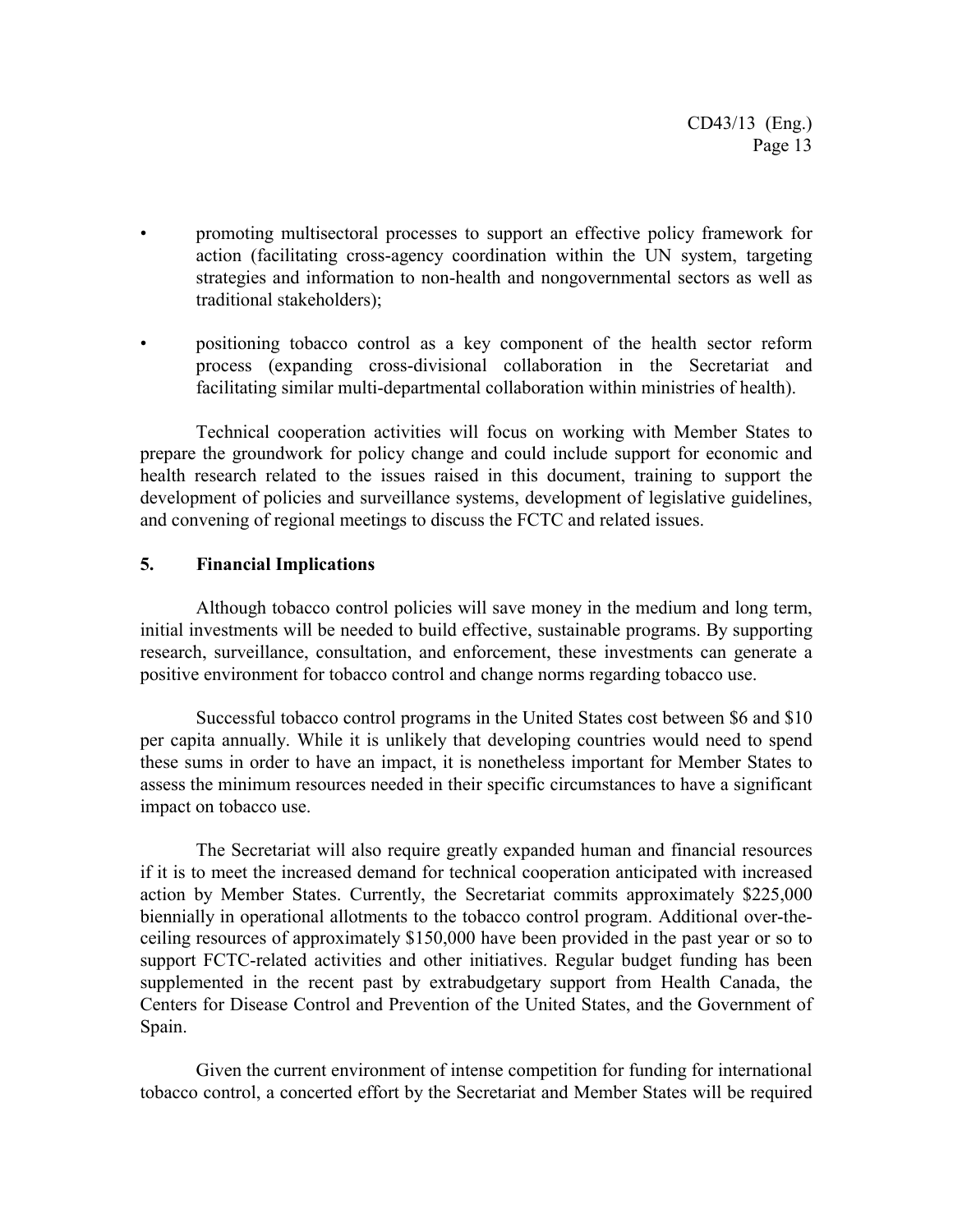- promoting multisectoral processes to support an effective policy framework for action (facilitating cross-agency coordination within the UN system, targeting strategies and information to non-health and nongovernmental sectors as well as traditional stakeholders);
- positioning tobacco control as a key component of the health sector reform process (expanding cross-divisional collaboration in the Secretariat and facilitating similar multi-departmental collaboration within ministries of health).

Technical cooperation activities will focus on working with Member States to prepare the groundwork for policy change and could include support for economic and health research related to the issues raised in this document, training to support the development of policies and surveillance systems, development of legislative guidelines, and convening of regional meetings to discuss the FCTC and related issues.

## 5. Financial Implications

Although tobacco control policies will save money in the medium and long term, initial investments will be needed to build effective, sustainable programs. By supporting research, surveillance, consultation, and enforcement, these investments can generate a positive environment for tobacco control and change norms regarding tobacco use.

Successful tobacco control programs in the United States cost between $6 and $10 per capita annually. While it is unlikely that developing countries would need to spend these sums in order to have an impact, it is nonetheless important for Member States to assess the minimum resources needed in their specific circumstances to have a significant impact on tobacco use.

The Secretariat will also require greatly expanded human and financial resources if it is to meet the increased demand for technical cooperation anticipated with increased action by Member States. Currently, the Secretariat commits approximately $225,000 biennially in operational allotments to the tobacco control program. Additional over-the-ceiling resources of approximately $150,000 have been provided in the past year or so to support FCTC-related activities and other initiatives. Regular budget funding has been supplemented in the recent past by extrabudgetary support from Health Canada, the Centers for Disease Control and Prevention of the United States, and the Government of Spain.

Given the current environment of intense competition for funding for international tobacco control, a concerted effort by the Secretariat and Member States will be required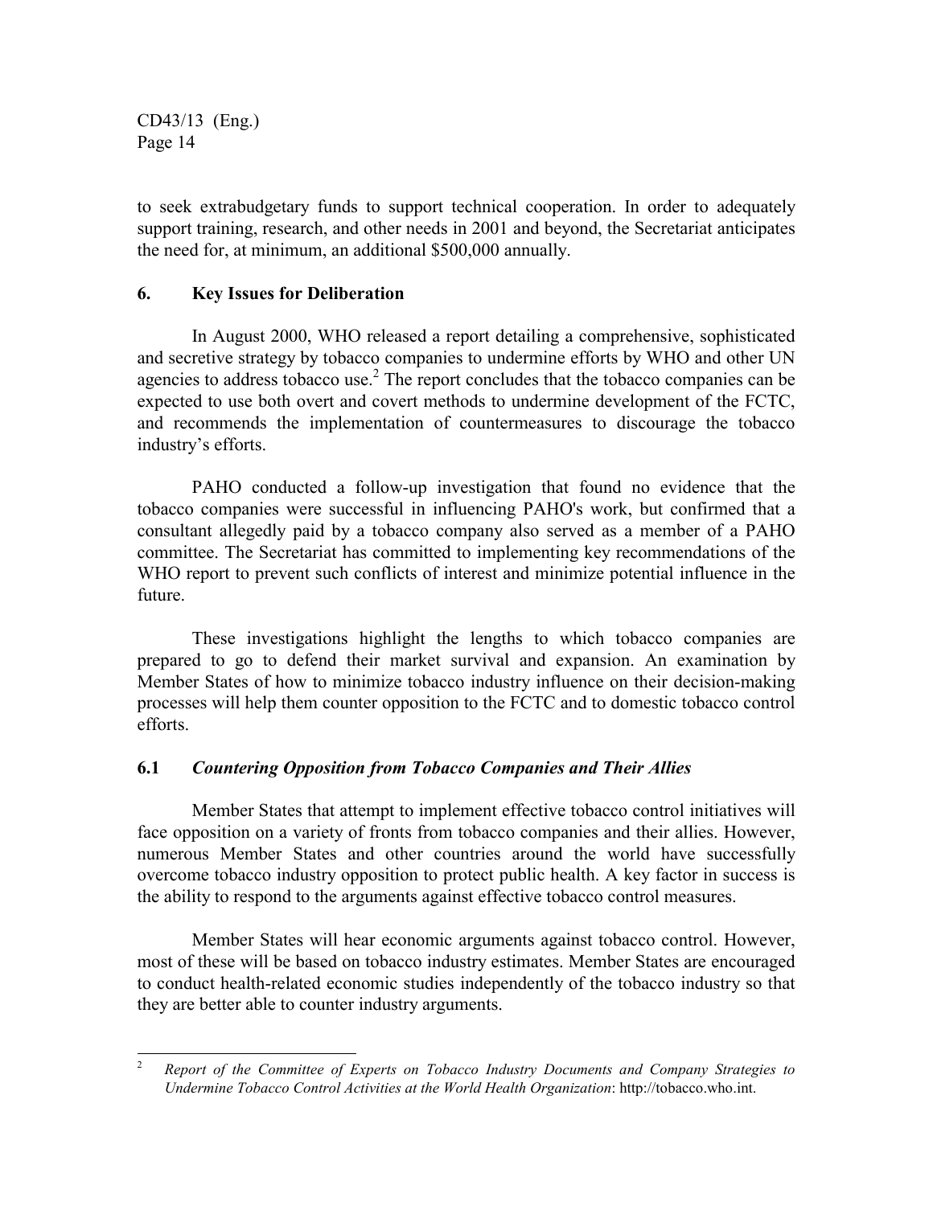to seek extrabudgetary funds to support technical cooperation. In order to adequately support training, research, and other needs in 2001 and beyond, the Secretariat anticipates the need for, at minimum, an additional $500,000 annually.

## 6. Key Issues for Deliberation

In August 2000, WHO released a report detailing a comprehensive, sophisticated and secretive strategy by tobacco companies to undermine efforts by WHO and other UN agencies to address tobacco use.[2] The report concludes that the tobacco companies can be expected to use both overt and covert methods to undermine development of the FCTC, and recommends the implementation of countermeasures to discourage the tobacco industry's efforts.

PAHO conducted a follow-up investigation that found no evidence that the tobacco companies were successful in influencing PAHO's work, but confirmed that a consultant allegedly paid by a tobacco company also served as a member of a PAHO committee. The Secretariat has committed to implementing key recommendations of the WHO report to prevent such conflicts of interest and minimize potential influence in the future.

These investigations highlight the lengths to which tobacco companies are prepared to go to defend their market survival and expansion. An examination by Member States of how to minimize tobacco industry influence on their decision-making processes will help them counter opposition to the FCTC and to domestic tobacco control efforts.

### 6.1 *Countering Opposition from Tobacco Companies and Their Allies*

Member States that attempt to implement effective tobacco control initiatives will face opposition on a variety of fronts from tobacco companies and their allies. However, numerous Member States and other countries around the world have successfully overcome tobacco industry opposition to protect public health. A key factor in success is the ability to respond to the arguments against effective tobacco control measures.

Member States will hear economic arguments against tobacco control. However, most of these will be based on tobacco industry estimates. Member States are encouraged to conduct health-related economic studies independently of the tobacco industry so that they are better able to counter industry arguments.

---

[2] *Report of the Committee of Experts on Tobacco Industry Documents and Company Strategies to Undermine Tobacco Control Activities at the World Health Organization*: http://tobacco.who.int.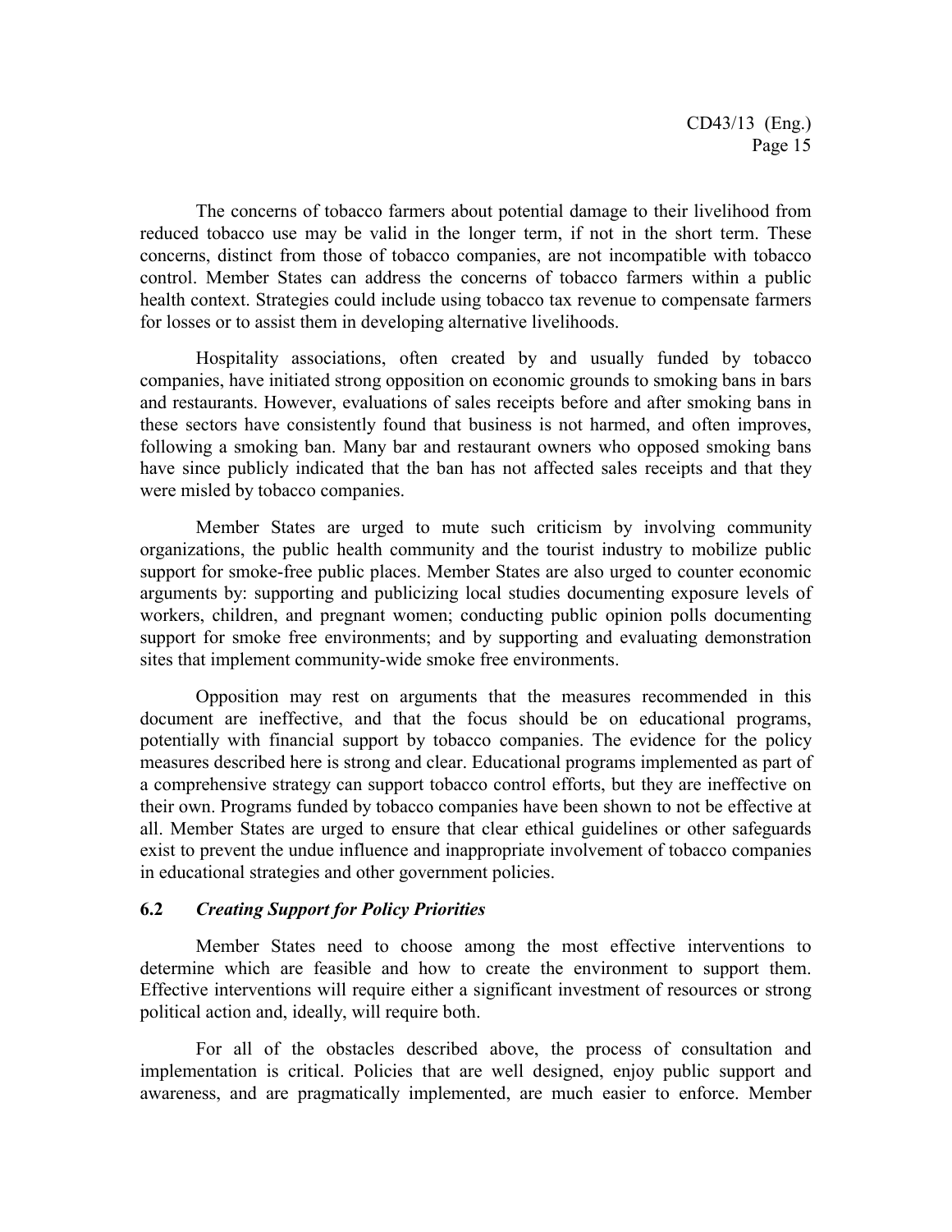The concerns of tobacco farmers about potential damage to their livelihood from reduced tobacco use may be valid in the longer term, if not in the short term. These concerns, distinct from those of tobacco companies, are not incompatible with tobacco control. Member States can address the concerns of tobacco farmers within a public health context. Strategies could include using tobacco tax revenue to compensate farmers for losses or to assist them in developing alternative livelihoods.

Hospitality associations, often created by and usually funded by tobacco companies, have initiated strong opposition on economic grounds to smoking bans in bars and restaurants. However, evaluations of sales receipts before and after smoking bans in these sectors have consistently found that business is not harmed, and often improves, following a smoking ban. Many bar and restaurant owners who opposed smoking bans have since publicly indicated that the ban has not affected sales receipts and that they were misled by tobacco companies.

Member States are urged to mute such criticism by involving community organizations, the public health community and the tourist industry to mobilize public support for smoke-free public places. Member States are also urged to counter economic arguments by: supporting and publicizing local studies documenting exposure levels of workers, children, and pregnant women; conducting public opinion polls documenting support for smoke free environments; and by supporting and evaluating demonstration sites that implement community-wide smoke free environments.

Opposition may rest on arguments that the measures recommended in this document are ineffective, and that the focus should be on educational programs, potentially with financial support by tobacco companies. The evidence for the policy measures described here is strong and clear. Educational programs implemented as part of a comprehensive strategy can support tobacco control efforts, but they are ineffective on their own. Programs funded by tobacco companies have been shown to not be effective at all. Member States are urged to ensure that clear ethical guidelines or other safeguards exist to prevent the undue influence and inappropriate involvement of tobacco companies in educational strategies and other government policies.

### 6.2 *Creating Support for Policy Priorities*

Member States need to choose among the most effective interventions to determine which are feasible and how to create the environment to support them. Effective interventions will require either a significant investment of resources or strong political action and, ideally, will require both.

For all of the obstacles described above, the process of consultation and implementation is critical. Policies that are well designed, enjoy public support and awareness, and are pragmatically implemented, are much easier to enforce. Member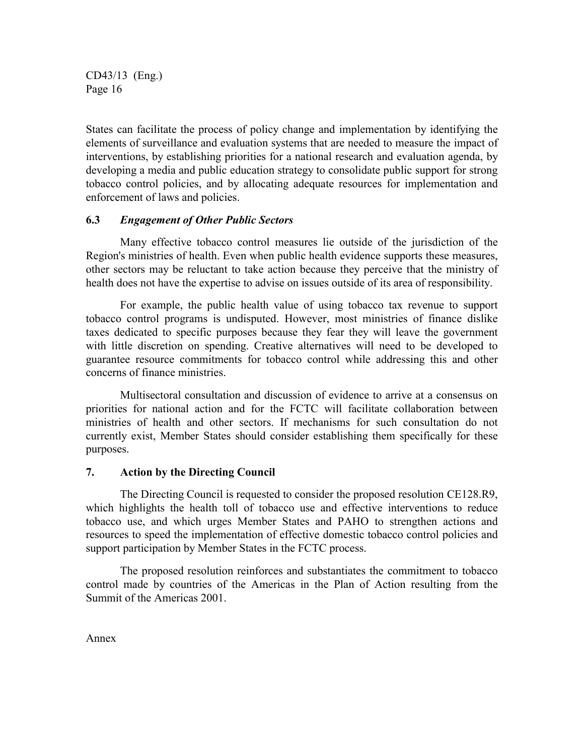States can facilitate the process of policy change and implementation by identifying the elements of surveillance and evaluation systems that are needed to measure the impact of interventions, by establishing priorities for a national research and evaluation agenda, by developing a media and public education strategy to consolidate public support for strong tobacco control policies, and by allocating adequate resources for implementation and enforcement of laws and policies.

### 6.3 *Engagement of Other Public Sectors*

Many effective tobacco control measures lie outside of the jurisdiction of the Region's ministries of health. Even when public health evidence supports these measures, other sectors may be reluctant to take action because they perceive that the ministry of health does not have the expertise to advise on issues outside of its area of responsibility.

For example, the public health value of using tobacco tax revenue to support tobacco control programs is undisputed. However, most ministries of finance dislike taxes dedicated to specific purposes because they fear they will leave the government with little discretion on spending. Creative alternatives will need to be developed to guarantee resource commitments for tobacco control while addressing this and other concerns of finance ministries.

Multisectoral consultation and discussion of evidence to arrive at a consensus on priorities for national action and for the FCTC will facilitate collaboration between ministries of health and other sectors. If mechanisms for such consultation do not currently exist, Member States should consider establishing them specifically for these purposes.

## 7. Action by the Directing Council

The Directing Council is requested to consider the proposed resolution CE128.R9, which highlights the health toll of tobacco use and effective interventions to reduce tobacco use, and which urges Member States and PAHO to strengthen actions and resources to speed the implementation of effective domestic tobacco control policies and support participation by Member States in the FCTC process.

The proposed resolution reinforces and substantiates the commitment to tobacco control made by countries of the Americas in the Plan of Action resulting from the Summit of the Americas 2001.

Annex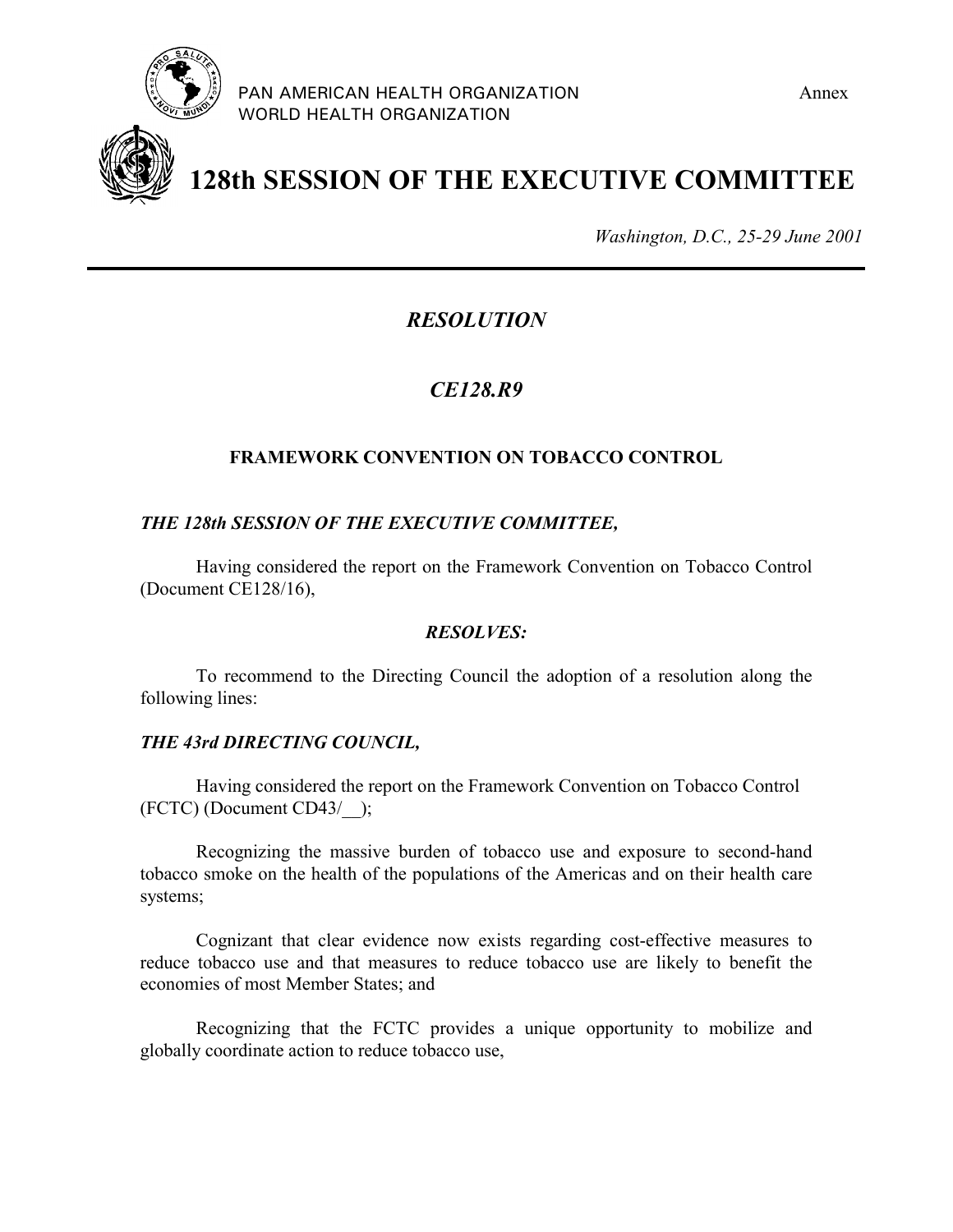PAN AMERICAN HEALTH ORGANIZATION
WORLD HEALTH ORGANIZATION

Annex

# 128th SESSION OF THE EXECUTIVE COMMITTEE

*Washington, D.C., 25-29 June 2001*

---

## *RESOLUTION*

## *CE128.R9*

### FRAMEWORK CONVENTION ON TOBACCO CONTROL

***THE 128th SESSION OF THE EXECUTIVE COMMITTEE,***

Having considered the report on the Framework Convention on Tobacco Control (Document CE128/16),

***RESOLVES:***

To recommend to the Directing Council the adoption of a resolution along the following lines:

***THE 43rd DIRECTING COUNCIL,***

Having considered the report on the Framework Convention on Tobacco Control (FCTC) (Document CD43/__);

Recognizing the massive burden of tobacco use and exposure to second-hand tobacco smoke on the health of the populations of the Americas and on their health care systems;

Cognizant that clear evidence now exists regarding cost-effective measures to reduce tobacco use and that measures to reduce tobacco use are likely to benefit the economies of most Member States; and

Recognizing that the FCTC provides a unique opportunity to mobilize and globally coordinate action to reduce tobacco use,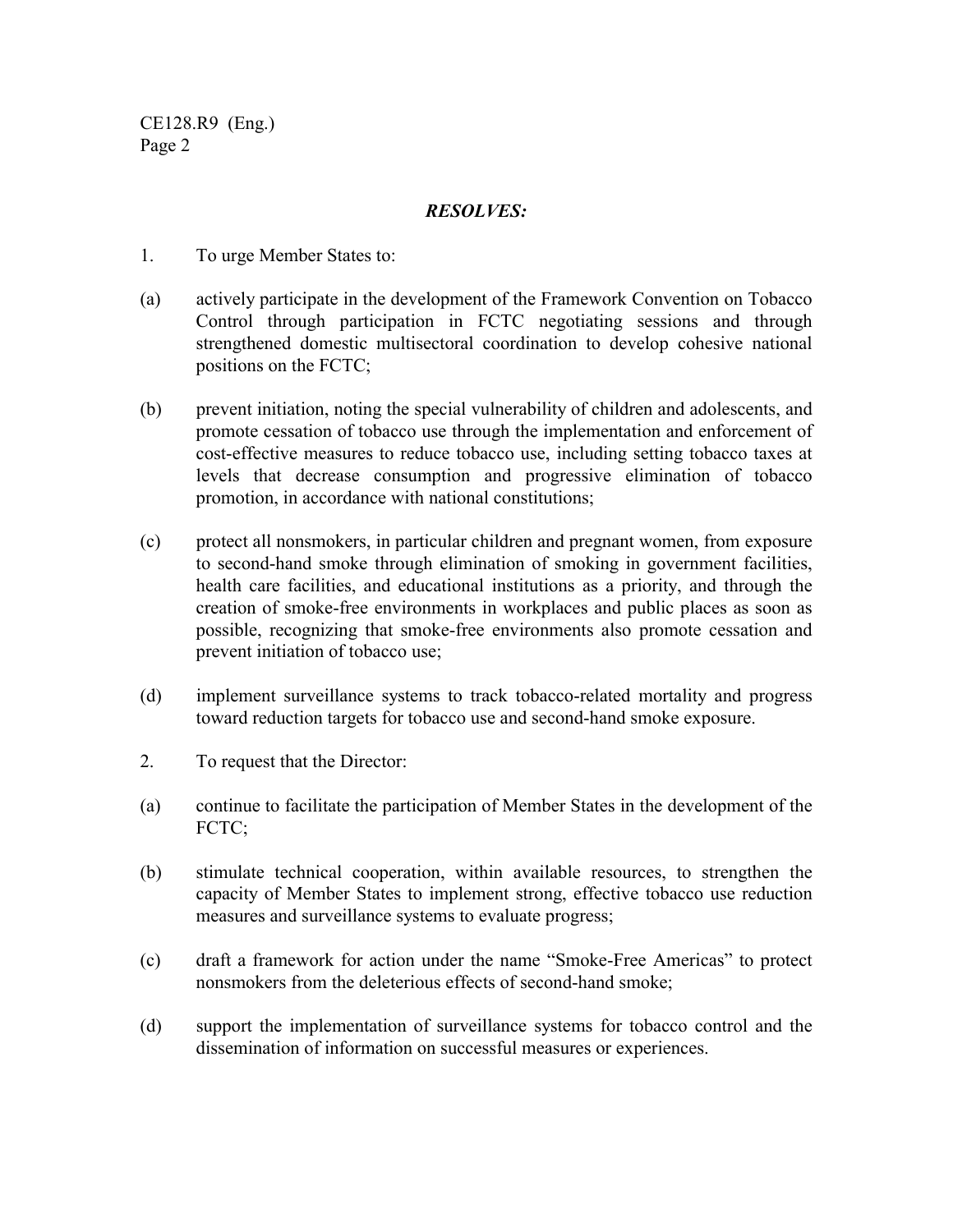***RESOLVES:***

1. To urge Member States to:

(a) actively participate in the development of the Framework Convention on Tobacco Control through participation in FCTC negotiating sessions and through strengthened domestic multisectoral coordination to develop cohesive national positions on the FCTC;

(b) prevent initiation, noting the special vulnerability of children and adolescents, and promote cessation of tobacco use through the implementation and enforcement of cost-effective measures to reduce tobacco use, including setting tobacco taxes at levels that decrease consumption and progressive elimination of tobacco promotion, in accordance with national constitutions;

(c) protect all nonsmokers, in particular children and pregnant women, from exposure to second-hand smoke through elimination of smoking in government facilities, health care facilities, and educational institutions as a priority, and through the creation of smoke-free environments in workplaces and public places as soon as possible, recognizing that smoke-free environments also promote cessation and prevent initiation of tobacco use;

(d) implement surveillance systems to track tobacco-related mortality and progress toward reduction targets for tobacco use and second-hand smoke exposure.

2. To request that the Director:

(a) continue to facilitate the participation of Member States in the development of the FCTC;

(b) stimulate technical cooperation, within available resources, to strengthen the capacity of Member States to implement strong, effective tobacco use reduction measures and surveillance systems to evaluate progress;

(c) draft a framework for action under the name "Smoke-Free Americas" to protect nonsmokers from the deleterious effects of second-hand smoke;

(d) support the implementation of surveillance systems for tobacco control and the dissemination of information on successful measures or experiences.